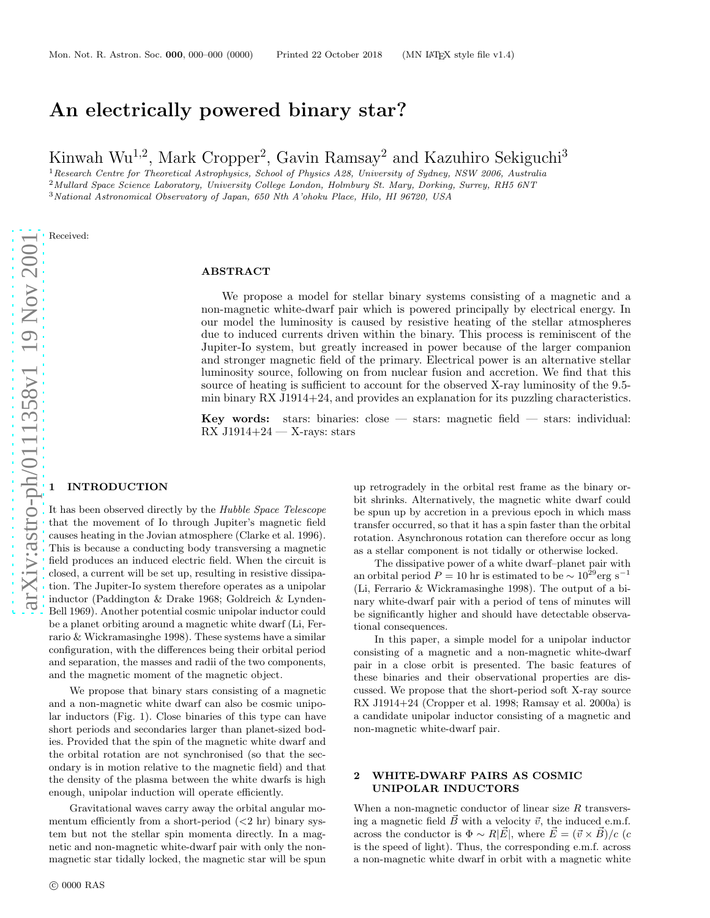# An electrically powered binary star?

Kinwah Wu[1,2], Mark Cropper[2], Gavin Ramsay[2] and Kazuhiro Sekiguchi[3]

[1] *Research Centre for Theoretical Astrophysics, School of Physics A28, University of Sydney, NSW 2006, Australia*
[2] *Mullard Space Science Laboratory, University College London, Holmbury St. Mary, Dorking, Surrey, RH5 6NT*
[3] *National Astronomical Observatory of Japan, 650 Nth A'ohoku Place, Hilo, HI 96720, USA*

Received:

## ABSTRACT

We propose a model for stellar binary systems consisting of a magnetic and a non-magnetic white-dwarf pair which is powered principally by electrical energy. In our model the luminosity is caused by resistive heating of the stellar atmospheres due to induced currents driven within the binary. This process is reminiscent of the Jupiter-Io system, but greatly increased in power because of the larger companion and stronger magnetic field of the primary. Electrical power is an alternative stellar luminosity source, following on from nuclear fusion and accretion. We find that this source of heating is sufficient to account for the observed X-ray luminosity of the 9.5-min binary RX J1914+24, and provides an explanation for its puzzling characteristics.

**Key words:** stars: binaries: close — stars: magnetic field — stars: individual: RX J1914+24 — X-rays: stars

## 1 INTRODUCTION

It has been observed directly by the *Hubble Space Telescope* that the movement of Io through Jupiter's magnetic field causes heating in the Jovian atmosphere (Clarke et al. 1996). This is because a conducting body transversing a magnetic field produces an induced electric field. When the circuit is closed, a current will be set up, resulting in resistive dissipation. The Jupiter-Io system therefore operates as a unipolar inductor (Paddington & Drake 1968; Goldreich & Lynden-Bell 1969). Another potential cosmic unipolar inductor could be a planet orbiting around a magnetic white dwarf (Li, Ferrario & Wickramasinghe 1998). These systems have a similar configuration, with the differences being their orbital period and separation, the masses and radii of the two components, and the magnetic moment of the magnetic object.

We propose that binary stars consisting of a magnetic and a non-magnetic white dwarf can also be cosmic unipolar inductors (Fig. 1). Close binaries of this type can have short periods and secondaries larger than planet-sized bodies. Provided that the spin of the magnetic white dwarf and the orbital rotation are not synchronised (so that the secondary is in motion relative to the magnetic field) and that the density of the plasma between the white dwarfs is high enough, unipolar induction will operate efficiently.

Gravitational waves carry away the orbital angular momentum efficiently from a short-period (<2 hr) binary system but not the stellar spin momenta directly. In a magnetic and non-magnetic white-dwarf pair with only the non-magnetic star tidally locked, the magnetic star will be spun up retrogradely in the orbital rest frame as the binary orbit shrinks. Alternatively, the magnetic white dwarf could be spun up by accretion in a previous epoch in which mass transfer occurred, so that it has a spin faster than the orbital rotation. Asynchronous rotation can therefore occur as long as a stellar component is not tidally or otherwise locked.

The dissipative power of a white dwarf–planet pair with an orbital period $P = 10$ hr is estimated to be $\sim 10^{29}$erg s$^{-1}$ (Li, Ferrario & Wickramasinghe 1998). The output of a binary white-dwarf pair with a period of tens of minutes will be significantly higher and should have detectable observational consequences.

In this paper, a simple model for a unipolar inductor consisting of a magnetic and a non-magnetic white-dwarf pair in a close orbit is presented. The basic features of these binaries and their observational properties are discussed. We propose that the short-period soft X-ray source RX J1914+24 (Cropper et al. 1998; Ramsay et al. 2000a) is a candidate unipolar inductor consisting of a magnetic and non-magnetic white-dwarf pair.

## 2 WHITE-DWARF PAIRS AS COSMIC UNIPOLAR INDUCTORS

When a non-magnetic conductor of linear size $R$ transversing a magnetic field $\vec{B}$ with a velocity $\vec{v}$, the induced e.m.f. across the conductor is $\Phi \sim R|\vec{E}|$, where $\vec{E} = (\vec{v} \times \vec{B})/c$ ($c$ is the speed of light). Thus, the corresponding e.m.f. across a non-magnetic white dwarf in orbit with a magnetic white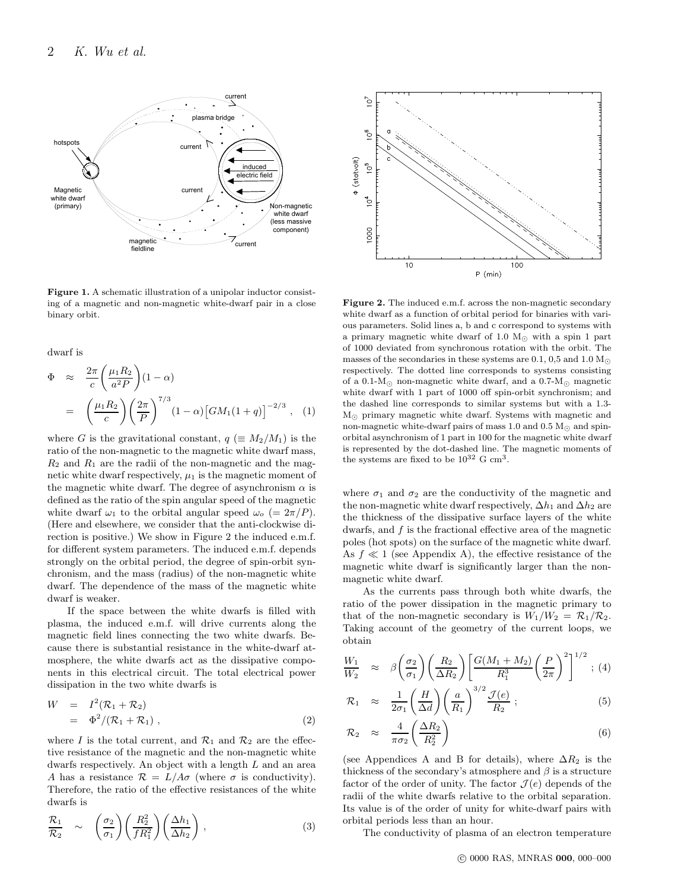**Figure 1.** A schematic illustration of a unipolar inductor consisting of a magnetic and non-magnetic white-dwarf pair in a close binary orbit.

**Figure 2.** The induced e.m.f. across the non-magnetic secondary white dwarf as a function of orbital period for binaries with various parameters. Solid lines a, b and c correspond to systems with a primary magnetic white dwarf of 1.0 $M_\odot$ with a spin 1 part of 1000 deviated from synchronous rotation with the orbit. The masses of the secondaries in these systems are 0.1, 0,5 and 1.0 $M_\odot$ respectively. The dotted line corresponds to systems consisting of a 0.1-$M_\odot$ non-magnetic white dwarf, and a 0.7-$M_\odot$ magnetic white dwarf with 1 part of 1000 off spin-orbit synchronism; and the dashed line corresponds to similar systems but with a 1.3-$M_\odot$ primary magnetic white dwarf. Systems with magnetic and non-magnetic white-dwarf pairs of mass 1.0 and 0.5 $M_\odot$ and spin-orbital asynchronism of 1 part in 100 for the magnetic white dwarf is represented by the dot-dashed line. The magnetic moments of the systems are fixed to be $10^{32}$ G cm$^3$.

dwarf is

$$
\begin{aligned}
\Phi &\approx \frac{2\pi}{c}\left(\frac{\mu_1 R_2}{a^2 P}\right)(1-\alpha) \\
&= \left(\frac{\mu_1 R_2}{c}\right)\left(\frac{2\pi}{P}\right)^{7/3}(1-\alpha)\big[GM_1(1+q)\big]^{-2/3} , \quad (1)
\end{aligned}
$$

where $G$ is the gravitational constant, $q$ ($\equiv M_2/M_1$) is the ratio of the non-magnetic to the magnetic white dwarf mass, $R_2$ and $R_1$ are the radii of the non-magnetic and the magnetic white dwarf respectively, $\mu_1$ is the magnetic moment of the magnetic white dwarf. The degree of asynchronism $\alpha$ is defined as the ratio of the spin angular speed of the magnetic white dwarf $\omega_1$ to the orbital angular speed $\omega_o$ ($= 2\pi/P$). (Here and elsewhere, we consider that the anti-clockwise direction is positive.) We show in Figure 2 the induced e.m.f. for different system parameters. The induced e.m.f. depends strongly on the orbital period, the degree of spin-orbit synchronism, and the mass (radius) of the non-magnetic white dwarf. The dependence of the mass of the magnetic white dwarf is weaker.

If the space between the white dwarfs is filled with plasma, the induced e.m.f. will drive currents along the magnetic field lines connecting the two white dwarfs. Because there is substantial resistance in the white-dwarf atmosphere, the white dwarfs act as the dissipative components in this electrical circuit. The total electrical power dissipation in the two white dwarfs is

$$
\begin{aligned}
W &= I^2(\mathcal{R}_1 + \mathcal{R}_2) \\
&= \Phi^2/(\mathcal{R}_1 + \mathcal{R}_1) , \quad (2)
\end{aligned}
$$

where $I$ is the total current, and $\mathcal{R}_1$ and $\mathcal{R}_2$ are the effective resistance of the magnetic and the non-magnetic white dwarfs respectively. An object with a length $L$ and an area $A$ has a resistance $\mathcal{R} = L/A\sigma$ (where $\sigma$ is conductivity). Therefore, the ratio of the effective resistances of the white dwarfs is

$$
\frac{\mathcal{R}_1}{\mathcal{R}_2} \sim \left(\frac{\sigma_2}{\sigma_1}\right)\left(\frac{R_2^2}{fR_1^2}\right)\left(\frac{\Delta h_1}{\Delta h_2}\right) , \quad (3)
$$

where $\sigma_1$ and $\sigma_2$ are the conductivity of the magnetic and the non-magnetic white dwarf respectively, $\Delta h_1$ and $\Delta h_2$ are the thickness of the dissipative surface layers of the white dwarfs, and $f$ is the fractional effective area of the magnetic poles (hot spots) on the surface of the magnetic white dwarf. As $f \ll 1$ (see Appendix A), the effective resistance of the magnetic white dwarf is significantly larger than the non-magnetic white dwarf.

As the currents pass through both white dwarfs, the ratio of the power dissipation in the magnetic primary to that of the non-magnetic secondary is $W_1/W_2 = \mathcal{R}_1/\mathcal{R}_2$. Taking account of the geometry of the current loops, we obtain

$$
\frac{W_1}{W_2} \approx \beta\left(\frac{\sigma_2}{\sigma_1}\right)\left(\frac{R_2}{\Delta R_2}\right)\left[\frac{G(M_1+M_2)}{R_1^3}\left(\frac{P}{2\pi}\right)^2\right]^{1/2} ; \quad (4)
$$

$$
\mathcal{R}_1 \approx \frac{1}{2\sigma_1}\left(\frac{H}{\Delta d}\right)\left(\frac{a}{R_1}\right)^{3/2}\frac{\mathcal{J}(e)}{R_2} ; \quad (5)
$$

$$
\mathcal{R}_2 \approx \frac{4}{\pi\sigma_2}\left(\frac{\Delta R_2}{R_2^2}\right) \quad (6)
$$

(see Appendices A and B for details), where $\Delta R_2$ is the thickness of the secondary's atmosphere and $\beta$ is a structure factor of the order of unity. The factor $\mathcal{J}(e)$ depends of the radii of the white dwarfs relative to the orbital separation. Its value is of the order of unity for white-dwarf pairs with orbital periods less than an hour.

The conductivity of plasma of an electron temperature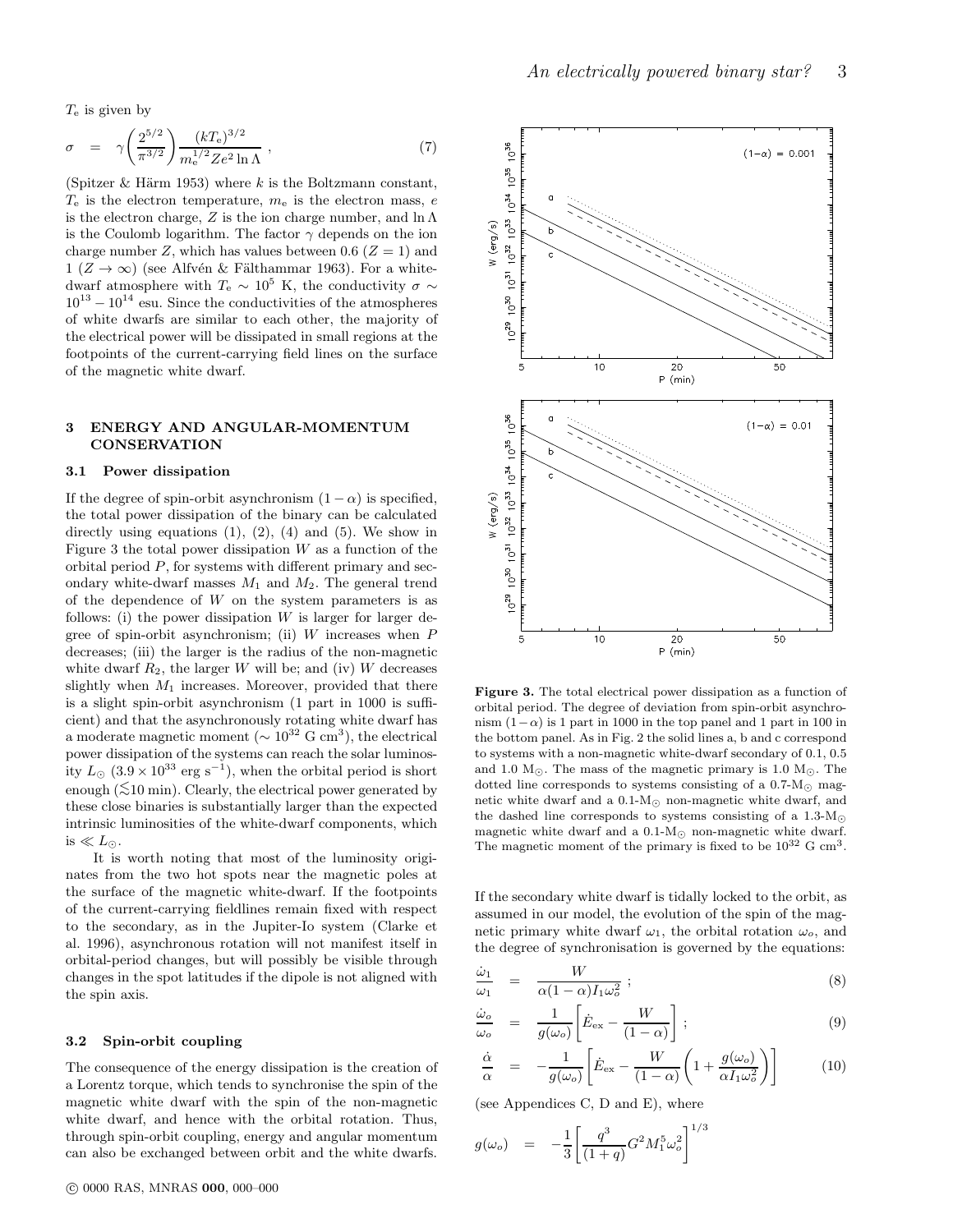$T_e$ is given by

$$\sigma = \gamma\left(\frac{2^{5/2}}{\pi^{3/2}}\right)\frac{(kT_e)^{3/2}}{m_e^{1/2}Ze^2\ln\Lambda}\ , \tag{7}$$

(Spitzer & Härm 1953) where $k$ is the Boltzmann constant, $T_e$ is the electron temperature, $m_e$ is the electron mass, $e$ is the electron charge, $Z$ is the ion charge number, and $\ln\Lambda$ is the Coulomb logarithm. The factor $\gamma$ depends on the ion charge number $Z$, which has values between 0.6 ($Z = 1$) and 1 ($Z \to \infty$) (see Alfvén & Fälthammar 1963). For a white-dwarf atmosphere with $T_e \sim 10^5$ K, the conductivity $\sigma \sim 10^{13} - 10^{14}$ esu. Since the conductivities of the atmospheres of white dwarfs are similar to each other, the majority of the electrical power will be dissipated in small regions at the footpoints of the current-carrying field lines on the surface of the magnetic white dwarf.

## 3 ENERGY AND ANGULAR-MOMENTUM CONSERVATION

### 3.1 Power dissipation

If the degree of spin-orbit asynchronism $(1-\alpha)$ is specified, the total power dissipation of the binary can be calculated directly using equations (1), (2), (4) and (5). We show in Figure 3 the total power dissipation $W$ as a function of the orbital period $P$, for systems with different primary and secondary white-dwarf masses $M_1$ and $M_2$. The general trend of the dependence of $W$ on the system parameters is as follows: (i) the power dissipation $W$ is larger for larger degree of spin-orbit asynchronism; (ii) $W$ increases when $P$ decreases; (iii) the larger is the radius of the non-magnetic white dwarf $R_2$, the larger $W$ will be; and (iv) $W$ decreases slightly when $M_1$ increases. Moreover, provided that there is a slight spin-orbit asynchronism (1 part in 1000 is sufficient) and that the asynchronously rotating white dwarf has a moderate magnetic moment ($\sim 10^{32}$ G cm$^3$), the electrical power dissipation of the systems can reach the solar luminosity $L_\odot$ ($3.9\times10^{33}$ erg s$^{-1}$), when the orbital period is short enough ($\lesssim$10 min). Clearly, the electrical power generated by these close binaries is substantially larger than the expected intrinsic luminosities of the white-dwarf components, which is $\ll L_\odot$.

It is worth noting that most of the luminosity originates from the two hot spots near the magnetic poles at the surface of the magnetic white-dwarf. If the footpoints of the current-carrying fieldlines remain fixed with respect to the secondary, as in the Jupiter-Io system (Clarke et al. 1996), asynchronous rotation will not manifest itself in orbital-period changes, but will possibly be visible through changes in the spot latitudes if the dipole is not aligned with the spin axis.

### 3.2 Spin-orbit coupling

The consequence of the energy dissipation is the creation of a Lorentz torque, which tends to synchronise the spin of the magnetic white dwarf with the spin of the non-magnetic white dwarf, and hence with the orbital rotation. Thus, through spin-orbit coupling, energy and angular momentum can also be exchanged between orbit and the white dwarfs.

**Figure 3.** The total electrical power dissipation as a function of orbital period. The degree of deviation from spin-orbit asynchronism $(1-\alpha)$ is 1 part in 1000 in the top panel and 1 part in 100 in the bottom panel. As in Fig. 2 the solid lines a, b and c correspond to systems with a non-magnetic white-dwarf secondary of 0.1, 0.5 and 1.0 M$_\odot$. The mass of the magnetic primary is 1.0 M$_\odot$. The dotted line corresponds to systems consisting of a 0.7-M$_\odot$ magnetic white dwarf and a 0.1-M$_\odot$ non-magnetic white dwarf, and the dashed line corresponds to systems consisting of a 1.3-M$_\odot$ magnetic white dwarf and a 0.1-M$_\odot$ non-magnetic white dwarf. The magnetic moment of the primary is fixed to be $10^{32}$ G cm$^3$.

If the secondary white dwarf is tidally locked to the orbit, as assumed in our model, the evolution of the spin of the magnetic primary white dwarf $\omega_1$, the orbital rotation $\omega_o$, and the degree of synchronisation is governed by the equations:

$$\frac{\dot\omega_1}{\omega_1} = \frac{W}{\alpha(1-\alpha)I_1\omega_o^2}\ ; \tag{8}$$

$$\frac{\dot\omega_o}{\omega_o} = \frac{1}{g(\omega_o)}\left[\dot E_{\rm ex} - \frac{W}{(1-\alpha)}\right]\ ; \tag{9}$$

$$\frac{\dot\alpha}{\alpha} = -\frac{1}{g(\omega_o)}\left[\dot E_{\rm ex} - \frac{W}{(1-\alpha)}\left(1+\frac{g(\omega_o)}{\alpha I_1\omega_o^2}\right)\right] \tag{10}$$

(see Appendices C, D and E), where

$$g(\omega_o) = -\frac{1}{3}\left[\frac{q^3}{(1+q)}G^2M_1^5\omega_o^2\right]^{1/3}$$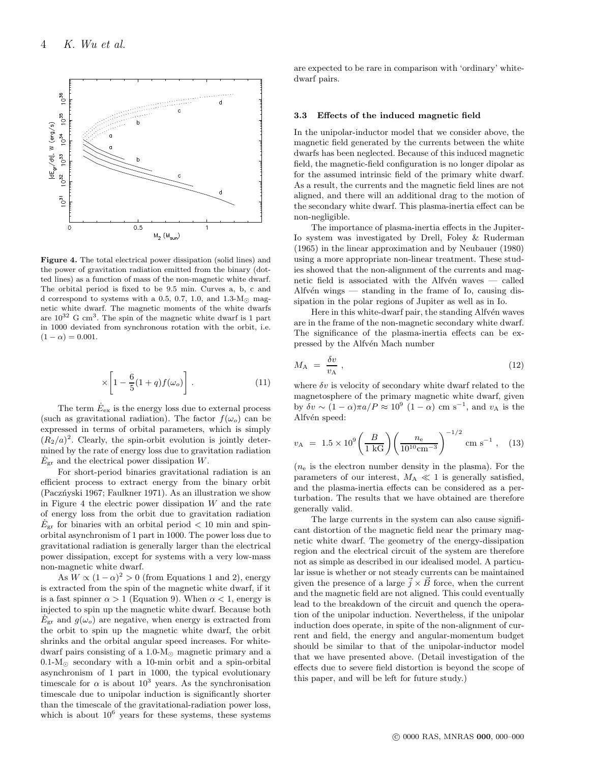**Figure 4.** The total electrical power dissipation (solid lines) and the power of gravitation radiation emitted from the binary (dotted lines) as a function of mass of the non-magnetic white dwarf. The orbital period is fixed to be 9.5 min. Curves a, b, c and d correspond to systems with a 0.5, 0.7, 1.0, and 1.3-$M_\odot$ magnetic white dwarf. The magnetic moments of the white dwarfs are $10^{32}$ G cm$^3$. The spin of the magnetic white dwarf is 1 part in 1000 deviated from synchronous rotation with the orbit, i.e. $(1-\alpha) = 0.001$.

$$\times \left[ 1 - \frac{6}{5}(1+q) f(\omega_o) \right] . \tag{11}$$

The term $\dot{E}_{\rm ex}$ is the energy loss due to external process (such as gravitational radiation). The factor $f(\omega_o)$ can be expressed in terms of orbital parameters, which is simply $(R_2/a)^2$. Clearly, the spin-orbit evolution is jointly determined by the rate of energy loss due to gravitation radiation $\dot{E}_{\rm gr}$ and the electrical power dissipation $W$.

For short-period binaries gravitational radiation is an efficient process to extract energy from the binary orbit (Paczýski 1967; Faulkner 1971). As an illustration we show in Figure 4 the electric power dissipation $W$ and the rate of energy loss from the orbit due to gravitation radiation $\dot{E}_{\rm gr}$ for binaries with an orbital period < 10 min and spin-orbital asynchronism of 1 part in 1000. The power loss due to gravitational radiation is generally larger than the electrical power dissipation, except for systems with a very low-mass non-magnetic white dwarf.

As $W \propto (1-\alpha)^2 > 0$ (from Equations 1 and 2), energy is extracted from the spin of the magnetic white dwarf, if it is a fast spinner $\alpha > 1$ (Equation 9). When $\alpha < 1$, energy is injected to spin up the magnetic white dwarf. Because both $\dot{E}_{\rm gr}$ and $g(\omega_o)$ are negative, when energy is extracted from the orbit to spin up the magnetic white dwarf, the orbit shrinks and the orbital angular speed increases. For white-dwarf pairs consisting of a 1.0-$M_\odot$ magnetic primary and a 0.1-$M_\odot$ secondary with a 10-min orbit and a spin-orbital asynchronism of 1 part in 1000, the typical evolutionary timescale for $\alpha$ is about $10^3$ years. As the synchronisation timescale due to unipolar induction is significantly shorter than the timescale of the gravitational-radiation power loss, which is about $10^6$ years for these systems, these systems are expected to be rare in comparison with 'ordinary' white-dwarf pairs.

### 3.3 Effects of the induced magnetic field

In the unipolar-inductor model that we consider above, the magnetic field generated by the currents between the white dwarfs has been neglected. Because of this induced magnetic field, the magnetic-field configuration is no longer dipolar as for the assumed intrinsic field of the primary white dwarf. As a result, the currents and the magnetic field lines are not aligned, and there will an additional drag to the motion of the secondary white dwarf. This plasma-inertia effect can be non-negligible.

The importance of plasma-inertia effects in the Jupiter-Io system was investigated by Drell, Foley & Ruderman (1965) in the linear approximation and by Neubauer (1980) using a more appropriate non-linear treatment. These studies showed that the non-alignment of the currents and magnetic field is associated with the Alfvén waves — called Alfvén wings — standing in the frame of Io, causing dissipation in the polar regions of Jupiter as well as in Io.

Here in this white-dwarf pair, the standing Alfvén waves are in the frame of the non-magnetic secondary white dwarf. The significance of the plasma-inertia effects can be expressed by the Alfvén Mach number

$$M_{\rm A} \ = \ \frac{\delta v}{v_{\rm A}} \ , \tag{12}$$

where $\delta v$ is velocity of secondary white dwarf related to the magnetosphere of the primary magnetic white dwarf, given by $\delta v \sim (1-\alpha)\pi a/P \approx 10^9 \ (1-\alpha)$ cm s$^{-1}$, and $v_{\rm A}$ is the Alfvén speed:

$$v_{\rm A} \ = \ 1.5 \times 10^9 \left( \frac{B}{1 \ {\rm kG}} \right) \left( \frac{n_{\rm e}}{10^{10} {\rm cm}^{-3}} \right)^{-1/2} \ {\rm cm \ s}^{-1} \ , \tag{13}$$

($n_{\rm e}$ is the electron number density in the plasma). For the parameters of our interest, $M_{\rm A} \ll 1$ is generally satisfied, and the plasma-inertia effects can be considered as a perturbation. The results that we have obtained are therefore generally valid.

The large currents in the system can also cause significant distortion of the magnetic field near the primary magnetic white dwarf. The geometry of the energy-dissipation region and the electrical circuit of the system are therefore not as simple as described in our idealised model. A particular issue is whether or not steady currents can be maintained given the presence of a large $\vec{j} \times \vec{B}$ force, when the current and the magnetic field are not aligned. This could eventually lead to the breakdown of the circuit and quench the operation of the unipolar induction. Nevertheless, if the unipolar induction does operate, in spite of the non-alignment of current and field, the energy and angular-momentum budget should be similar to that of the unipolar-inductor model that we have presented above. (Detail investigation of the effects due to severe field distortion is beyond the scope of this paper, and will be left for future study.)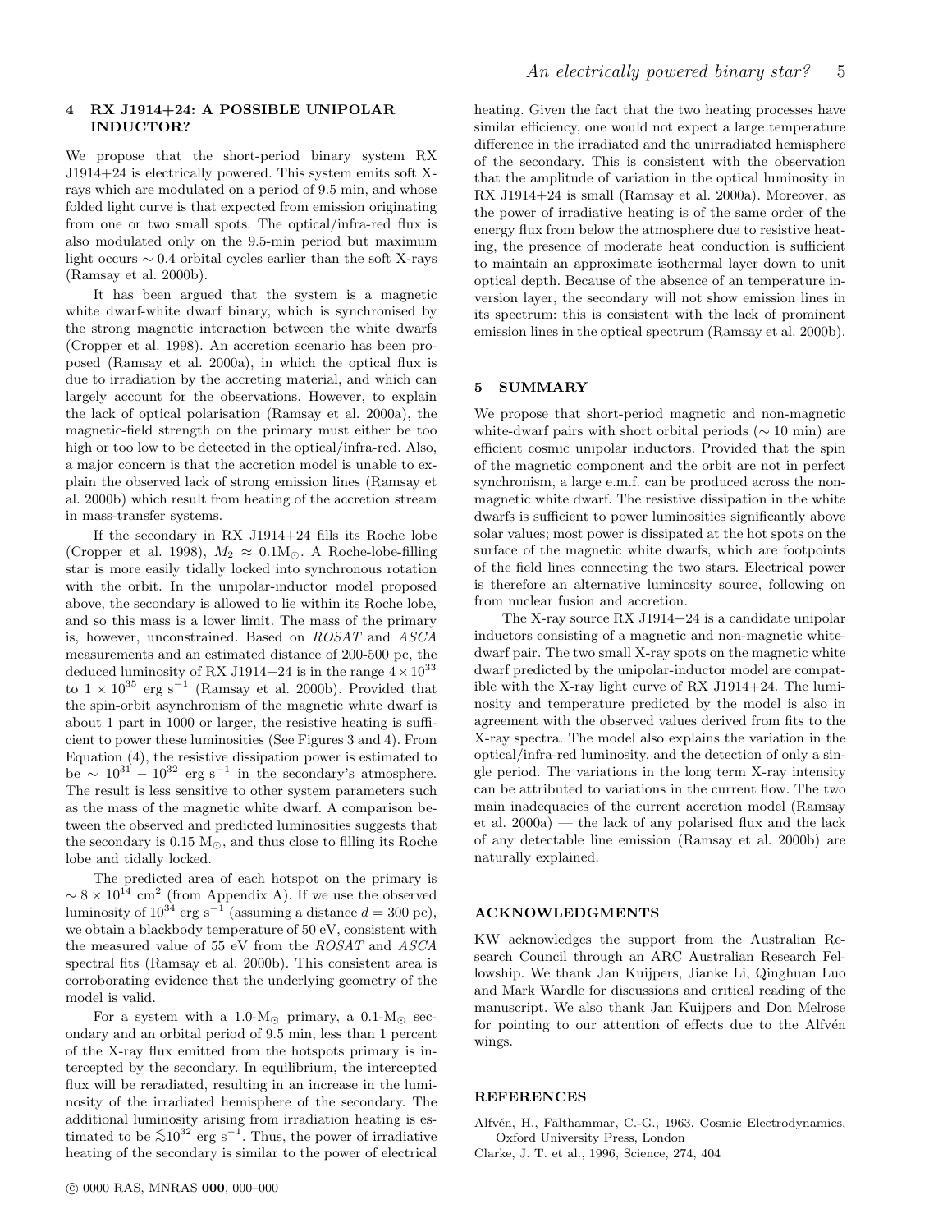## 4 RX J1914+24: A POSSIBLE UNIPOLAR INDUCTOR?

We propose that the short-period binary system RX J1914+24 is electrically powered. This system emits soft X-rays which are modulated on a period of 9.5 min, and whose folded light curve is that expected from emission originating from one or two small spots. The optical/infra-red flux is also modulated only on the 9.5-min period but maximum light occurs $\sim 0.4$ orbital cycles earlier than the soft X-rays (Ramsay et al. 2000b).

It has been argued that the system is a magnetic white dwarf-white dwarf binary, which is synchronised by the strong magnetic interaction between the white dwarfs (Cropper et al. 1998). An accretion scenario has been proposed (Ramsay et al. 2000a), in which the optical flux is due to irradiation by the accreting material, and which can largely account for the observations. However, to explain the lack of optical polarisation (Ramsay et al. 2000a), the magnetic-field strength on the primary must either be too high or too low to be detected in the optical/infra-red. Also, a major concern is that the accretion model is unable to explain the observed lack of strong emission lines (Ramsay et al. 2000b) which result from heating of the accretion stream in mass-transfer systems.

If the secondary in RX J1914+24 fills its Roche lobe (Cropper et al. 1998), $M_2 \approx 0.1\mathrm{M}_\odot$. A Roche-lobe-filling star is more easily tidally locked into synchronous rotation with the orbit. In the unipolar-inductor model proposed above, the secondary is allowed to lie within its Roche lobe, and so this mass is a lower limit. The mass of the primary is, however, unconstrained. Based on *ROSAT* and *ASCA* measurements and an estimated distance of 200-500 pc, the deduced luminosity of RX J1914+24 is in the range $4 \times 10^{33}$ to $1 \times 10^{35}$ erg s$^{-1}$ (Ramsay et al. 2000b). Provided that the spin-orbit asynchronism of the magnetic white dwarf is about 1 part in 1000 or larger, the resistive heating is sufficient to power these luminosities (See Figures 3 and 4). From Equation (4), the resistive dissipation power is estimated to be $\sim 10^{31} - 10^{32}$ erg s$^{-1}$ in the secondary's atmosphere. The result is less sensitive to other system parameters such as the mass of the magnetic white dwarf. A comparison between the observed and predicted luminosities suggests that the secondary is 0.15 $\mathrm{M}_\odot$, and thus close to filling its Roche lobe and tidally locked.

The predicted area of each hotspot on the primary is $\sim 8 \times 10^{14}$ cm$^2$ (from Appendix A). If we use the observed luminosity of $10^{34}$ erg s$^{-1}$ (assuming a distance $d = 300$ pc), we obtain a blackbody temperature of 50 eV, consistent with the measured value of 55 eV from the *ROSAT* and *ASCA* spectral fits (Ramsay et al. 2000b). This consistent area is corroborating evidence that the underlying geometry of the model is valid.

For a system with a 1.0-$\mathrm{M}_\odot$ primary, a 0.1-$\mathrm{M}_\odot$ secondary and an orbital period of 9.5 min, less than 1 percent of the X-ray flux emitted from the hotspots primary is intercepted by the secondary. In equilibrium, the intercepted flux will be reradiated, resulting in an increase in the luminosity of the irradiated hemisphere of the secondary. The additional luminosity arising from irradiation heating is estimated to be $\lesssim 10^{32}$ erg s$^{-1}$. Thus, the power of irradiative heating of the secondary is similar to the power of electrical heating. Given the fact that the two heating processes have similar efficiency, one would not expect a large temperature difference in the irradiated and the unirradiated hemisphere of the secondary. This is consistent with the observation that the amplitude of variation in the optical luminosity in RX J1914+24 is small (Ramsay et al. 2000a). Moreover, as the power of irradiative heating is of the same order of the energy flux from below the atmosphere due to resistive heating, the presence of moderate heat conduction is sufficient to maintain an approximate isothermal layer down to unit optical depth. Because of the absence of an temperature inversion layer, the secondary will not show emission lines in its spectrum: this is consistent with the lack of prominent emission lines in the optical spectrum (Ramsay et al. 2000b).

## 5 SUMMARY

We propose that short-period magnetic and non-magnetic white-dwarf pairs with short orbital periods ($\sim 10$ min) are efficient cosmic unipolar inductors. Provided that the spin of the magnetic component and the orbit are not in perfect synchronism, a large e.m.f. can be produced across the non-magnetic white dwarf. The resistive dissipation in the white dwarfs is sufficient to power luminosities significantly above solar values; most power is dissipated at the hot spots on the surface of the magnetic white dwarfs, which are footpoints of the field lines connecting the two stars. Electrical power is therefore an alternative luminosity source, following on from nuclear fusion and accretion.

The X-ray source RX J1914+24 is a candidate unipolar inductors consisting of a magnetic and non-magnetic white-dwarf pair. The two small X-ray spots on the magnetic white dwarf predicted by the unipolar-inductor model are compatible with the X-ray light curve of RX J1914+24. The luminosity and temperature predicted by the model is also in agreement with the observed values derived from fits to the X-ray spectra. The model also explains the variation in the optical/infra-red luminosity, and the detection of only a single period. The variations in the long term X-ray intensity can be attributed to variations in the current flow. The two main inadequacies of the current accretion model (Ramsay et al. 2000a) — the lack of any polarised flux and the lack of any detectable line emission (Ramsay et al. 2000b) are naturally explained.

## ACKNOWLEDGMENTS

KW acknowledges the support from the Australian Research Council through an ARC Australian Research Fellowship. We thank Jan Kuijpers, Jianke Li, Qinghuan Luo and Mark Wardle for discussions and critical reading of the manuscript. We also thank Jan Kuijpers and Don Melrose for pointing to our attention of effects due to the Alfvén wings.

## REFERENCES

Alfvén, H., Fälthammar, C.-G., 1963, Cosmic Electrodynamics, Oxford University Press, London

Clarke, J. T. et al., 1996, Science, 274, 404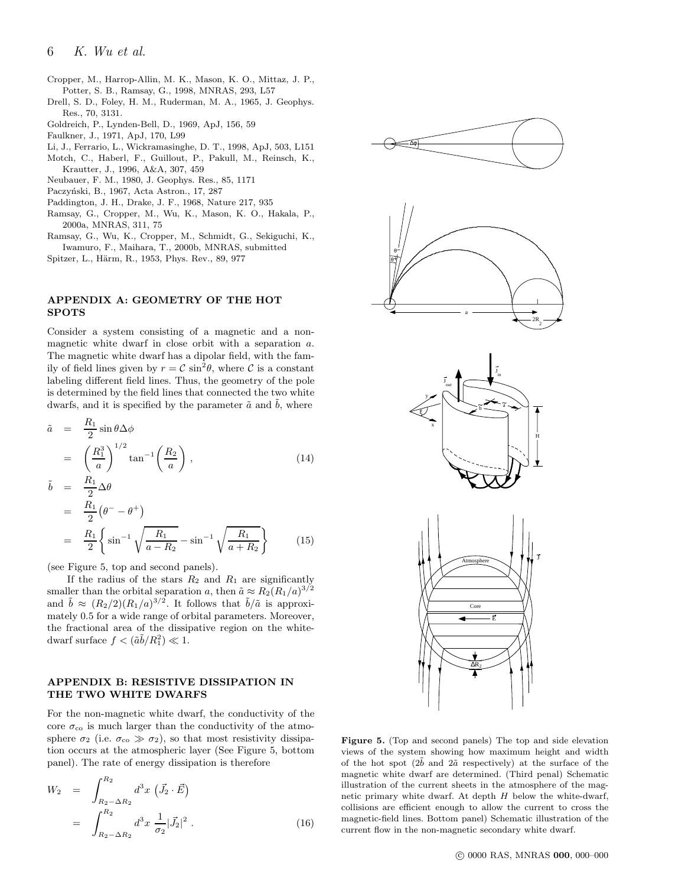Cropper, M., Harrop-Allin, M. K., Mason, K. O., Mittaz, J. P., Potter, S. B., Ramsay, G., 1998, MNRAS, 293, L57

Drell, S. D., Foley, H. M., Ruderman, M. A., 1965, J. Geophys. Res., 70, 3131.

Goldreich, P., Lynden-Bell, D., 1969, ApJ, 156, 59

Faulkner, J., 1971, ApJ, 170, L99

Li, J., Ferrario, L., Wickramasinghe, D. T., 1998, ApJ, 503, L151

Motch, C., Haberl, F., Guillout, P., Pakull, M., Reinsch, K., Krautter, J., 1996, A&A, 307, 459

Neubauer, F. M., 1980, J. Geophys. Res., 85, 1171

Paczyński, B., 1967, Acta Astron., 17, 287

Paddington, J. H., Drake, J. F., 1968, Nature 217, 935

Ramsay, G., Cropper, M., Wu, K., Mason, K. O., Hakala, P., 2000a, MNRAS, 311, 75

Ramsay, G., Wu, K., Cropper, M., Schmidt, G., Sekiguchi, K., Iwamuro, F., Maihara, T., 2000b, MNRAS, submitted

Spitzer, L., Härm, R., 1953, Phys. Rev., 89, 977

## APPENDIX A: GEOMETRY OF THE HOT SPOTS

Consider a system consisting of a magnetic and a non-magnetic white dwarf in close orbit with a separation $a$. The magnetic white dwarf has a dipolar field, with the family of field lines given by $r = \mathcal{C}\,\sin^2\theta$, where $\mathcal{C}$ is a constant labeling different field lines. Thus, the geometry of the pole is determined by the field lines that connected the two white dwarfs, and it is specified by the parameter $\tilde{a}$ and $\tilde{b}$, where

$$
\begin{aligned}
\tilde{a} &= \frac{R_1}{2}\sin\theta\Delta\phi \\
&= \left(\frac{R_1^3}{a}\right)^{1/2}\tan^{-1}\left(\frac{R_2}{a}\right)\ , \qquad (14)
\end{aligned}
$$

$$
\begin{aligned}
\tilde{b} &= \frac{R_1}{2}\Delta\theta \\
&= \frac{R_1}{2}\left(\theta^- - \theta^+\right) \\
&= \frac{R_1}{2}\left\{\sin^{-1}\sqrt{\frac{R_1}{a-R_2}} - \sin^{-1}\sqrt{\frac{R_1}{a+R_2}}\right\} \qquad (15)
\end{aligned}
$$

(see Figure 5, top and second panels).

If the radius of the stars $R_2$ and $R_1$ are significantly smaller than the orbital separation $a$, then $\tilde{a} \approx R_2(R_1/a)^{3/2}$ and $\tilde{b} \approx (R_2/2)(R_1/a)^{3/2}$. It follows that $\tilde{b}/\tilde{a}$ is approximately 0.5 for a wide range of orbital parameters. Moreover, the fractional area of the dissipative region on the white-dwarf surface $f < (\tilde{a}\tilde{b}/R_1^2) \ll 1$.

## APPENDIX B: RESISTIVE DISSIPATION IN THE TWO WHITE DWARFS

For the non-magnetic white dwarf, the conductivity of the core $\sigma_{\rm co}$ is much larger than the conductivity of the atmosphere $\sigma_2$ (i.e. $\sigma_{\rm co} \gg \sigma_2$), so that most resistivity dissipation occurs at the atmospheric layer (See Figure 5, bottom panel). The rate of energy dissipation is therefore

$$
\begin{aligned}
W_2 &= \int_{R_2-\Delta R_2}^{R_2} d^3x\ \left(\vec{J}_2\cdot\vec{E}\right) \\
&= \int_{R_2-\Delta R_2}^{R_2} d^3x\ \frac{1}{\sigma_2}|\vec{J}_2|^2\ . \qquad (16)
\end{aligned}
$$

**Figure 5.** (Top and second panels) The top and side elevation views of the system showing how maximum height and width of the hot spot ($2\tilde{b}$ and $2\tilde{a}$ respectively) at the surface of the magnetic white dwarf are determined. (Third penal) Schematic illustration of the current sheets in the atmosphere of the magnetic primary white dwarf. At depth $H$ below the white-dwarf, collisions are efficient enough to allow the current to cross the magnetic-field lines. Bottom panel) Schematic illustration of the current flow in the non-magnetic secondary white dwarf.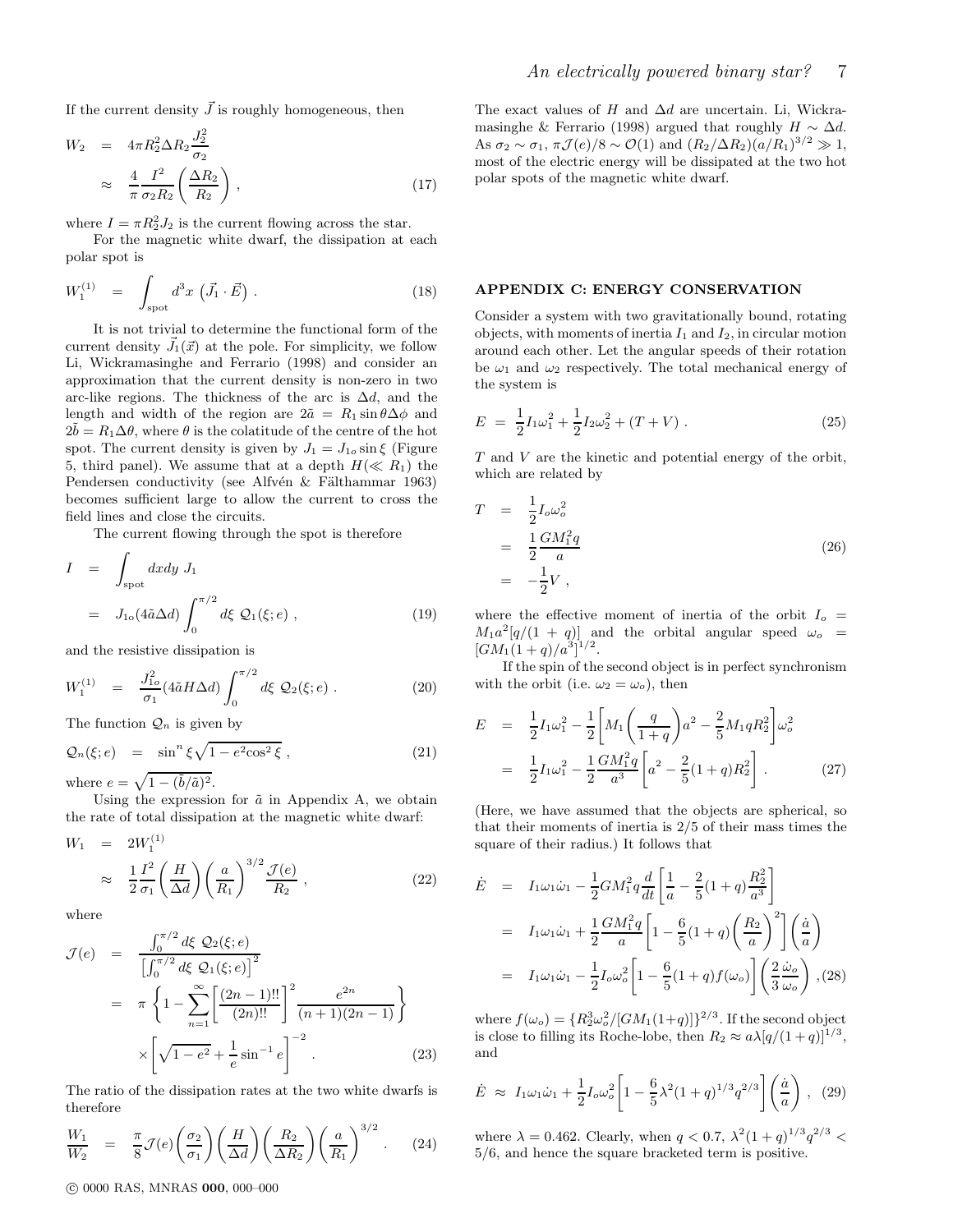If the current density $\vec{J}$ is roughly homogeneous, then

$$W_2 = 4\pi R_2^2 \Delta R_2 \frac{J_2^2}{\sigma_2} \approx \frac{4}{\pi}\frac{I^2}{\sigma_2 R_2}\left(\frac{\Delta R_2}{R_2}\right) , \quad (17)$$

where $I = \pi R_2^2 J_2$ is the current flowing across the star.

For the magnetic white dwarf, the dissipation at each polar spot is

$$W_1^{(1)} = \int_{\rm spot} d^3x \, \left(\vec{J}_1 \cdot \vec{E}\right) . \quad (18)$$

It is not trivial to determine the functional form of the current density $\vec{J}_1(\vec{x})$ at the pole. For simplicity, we follow Li, Wickramasinghe and Ferrario (1998) and consider an approximation that the current density is non-zero in two arc-like regions. The thickness of the arc is $\Delta d$, and the length and width of the region are $2\tilde{a} = R_1 \sin\theta\Delta\phi$ and $2\tilde{b} = R_1\Delta\theta$, where $\theta$ is the colatitude of the centre of the hot spot. The current density is given by $J_1 = J_{1o}\sin\xi$ (Figure 5, third panel). We assume that at a depth $H(\ll R_1)$ the Pendersen conductivity (see Alfvén & Fälthammar 1963) becomes sufficient large to allow the current to cross the field lines and close the circuits.

The current flowing through the spot is therefore

$$I = \int_{\rm spot} dxdy \; J_1 = J_{1o}(4\tilde{a}\Delta d)\int_0^{\pi/2} d\xi \; \mathcal{Q}_1(\xi; e) , \quad (19)$$

and the resistive dissipation is

$$W_1^{(1)} = \frac{J_{1o}^2}{\sigma_1}(4\tilde{a}H\Delta d)\int_0^{\pi/2} d\xi \; \mathcal{Q}_2(\xi; e) . \quad (20)$$

The function $\mathcal{Q}_n$ is given by

$$\mathcal{Q}_n(\xi; e) = \sin^n\xi\sqrt{1-e^2\cos^2\xi} , \quad (21)$$

where $e = \sqrt{1-(\tilde{b}/\tilde{a})^2}$.

Using the expression for $\tilde{a}$ in Appendix A, we obtain the rate of total dissipation at the magnetic white dwarf:

$$W_1 = 2W_1^{(1)} \approx \frac{1}{2}\frac{I^2}{\sigma_1}\left(\frac{H}{\Delta d}\right)\left(\frac{a}{R_1}\right)^{3/2}\frac{\mathcal{J}(e)}{R_2} , \quad (22)$$

where

$$\mathcal{J}(e) = \frac{\int_0^{\pi/2} d\xi \; \mathcal{Q}_2(\xi; e)}{\left[\int_0^{\pi/2} d\xi \; \mathcal{Q}_1(\xi; e)\right]^2} = \pi\left\{1 - \sum_{n=1}^{\infty}\left[\frac{(2n-1)!!}{(2n)!!}\right]^2 \frac{e^{2n}}{(n+1)(2n-1)}\right\} \times\left[\sqrt{1-e^2} + \frac{1}{e}\sin^{-1}e\right]^{-2} . \quad (23)$$

The ratio of the dissipation rates at the two white dwarfs is therefore

$$\frac{W_1}{W_2} = \frac{\pi}{8}\mathcal{J}(e)\left(\frac{\sigma_2}{\sigma_1}\right)\left(\frac{H}{\Delta d}\right)\left(\frac{R_2}{\Delta R_2}\right)\left(\frac{a}{R_1}\right)^{3/2} . \quad (24)$$

The exact values of $H$ and $\Delta d$ are uncertain. Li, Wickramasinghe & Ferrario (1998) argued that roughly $H \sim \Delta d$. As $\sigma_2 \sim \sigma_1$, $\pi\mathcal{J}(e)/8 \sim \mathcal{O}(1)$ and $(R_2/\Delta R_2)(a/R_1)^{3/2} \gg 1$, most of the electric energy will be dissipated at the two hot polar spots of the magnetic white dwarf.

## APPENDIX C: ENERGY CONSERVATION

Consider a system with two gravitationally bound, rotating objects, with moments of inertia $I_1$ and $I_2$, in circular motion around each other. Let the angular speeds of their rotation be $\omega_1$ and $\omega_2$ respectively. The total mechanical energy of the system is

$$E = \frac{1}{2}I_1\omega_1^2 + \frac{1}{2}I_2\omega_2^2 + (T+V) . \quad (25)$$

$T$ and $V$ are the kinetic and potential energy of the orbit, which are related by

$$T = \frac{1}{2}I_o\omega_o^2 = \frac{1}{2}\frac{GM_1^2 q}{a} = -\frac{1}{2}V , \quad (26)$$

where the effective moment of inertia of the orbit $I_o = M_1 a^2[q/(1+q)]$ and the orbital angular speed $\omega_o = [GM_1(1+q)/a^3]^{1/2}$.

If the spin of the second object is in perfect synchronism with the orbit (i.e. $\omega_2 = \omega_o$), then

$$E = \frac{1}{2}I_1\omega_1^2 - \frac{1}{2}\left[M_1\left(\frac{q}{1+q}\right)a^2 - \frac{2}{5}M_1 q R_2^2\right]\omega_o^2 = \frac{1}{2}I_1\omega_1^2 - \frac{1}{2}\frac{GM_1^2 q}{a^3}\left[a^2 - \frac{2}{5}(1+q)R_2^2\right] . \quad (27)$$

(Here, we have assumed that the objects are spherical, so that their moments of inertia is 2/5 of their mass times the square of their radius.) It follows that

$$\dot{E} = I_1\omega_1\dot{\omega}_1 - \frac{1}{2}GM_1^2 q\frac{d}{dt}\left[\frac{1}{a} - \frac{2}{5}(1+q)\frac{R_2^2}{a^3}\right] = I_1\omega_1\dot{\omega}_1 + \frac{1}{2}\frac{GM_1^2 q}{a}\left[1 - \frac{6}{5}(1+q)\left(\frac{R_2}{a}\right)^2\right]\left(\frac{\dot{a}}{a}\right) = I_1\omega_1\dot{\omega}_1 - \frac{1}{2}I_o\omega_o^2\left[1 - \frac{6}{5}(1+q)f(\omega_o)\right]\left(\frac{2}{3}\frac{\dot{\omega}_o}{\omega_o}\right) , \quad (28)$$

where $f(\omega_o) = \{R_2^3\omega_o^2/[GM_1(1+q)]\}^{2/3}$. If the second object is close to filling its Roche-lobe, then $R_2 \approx a\lambda[q/(1+q)]^{1/3}$, and

$$\dot{E} \approx I_1\omega_1\dot{\omega}_1 + \frac{1}{2}I_o\omega_o^2\left[1 - \frac{6}{5}\lambda^2(1+q)^{1/3}q^{2/3}\right]\left(\frac{\dot{a}}{a}\right) , \quad (29)$$

where $\lambda = 0.462$. Clearly, when $q < 0.7$, $\lambda^2(1+q)^{1/3}q^{2/3} < 5/6$, and hence the square bracketed term is positive.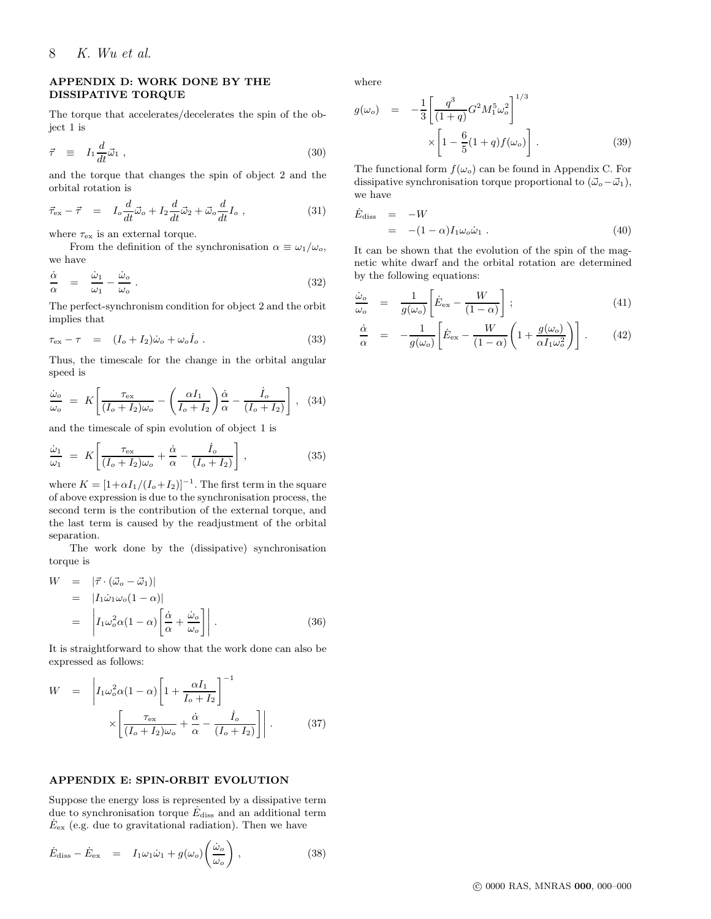## APPENDIX D: WORK DONE BY THE DISSIPATIVE TORQUE

The torque that accelerates/decelerates the spin of the object 1 is

$$\vec{\tau} \equiv I_1 \frac{d}{dt}\vec{\omega}_1 , \tag{30}$$

and the torque that changes the spin of object 2 and the orbital rotation is

$$\vec{\tau}_{\rm ex} - \vec{\tau} = I_o \frac{d}{dt}\vec{\omega}_o + I_2 \frac{d}{dt}\vec{\omega}_2 + \vec{\omega}_o \frac{d}{dt} I_o , \tag{31}$$

where $\tau_{\rm ex}$ is an external torque.

From the definition of the synchronisation $\alpha \equiv \omega_1/\omega_o$, we have

$$\frac{\dot{\alpha}}{\alpha} = \frac{\dot{\omega}_1}{\omega_1} - \frac{\dot{\omega}_o}{\omega_o} . \tag{32}$$

The perfect-synchronism condition for object 2 and the orbit implies that

$$\tau_{\rm ex} - \tau = (I_o + I_2)\dot{\omega}_o + \omega_o \dot{I}_o . \tag{33}$$

Thus, the timescale for the change in the orbital angular speed is

$$\frac{\dot{\omega}_o}{\omega_o} = K\left[\frac{\tau_{\rm ex}}{(I_o+I_2)\omega_o} - \left(\frac{\alpha I_1}{I_o+I_2}\right)\frac{\dot{\alpha}}{\alpha} - \frac{\dot{I}_o}{(I_o+I_2)}\right] , \tag{34}$$

and the timescale of spin evolution of object 1 is

$$\frac{\dot{\omega}_1}{\omega_1} = K\left[\frac{\tau_{\rm ex}}{(I_o+I_2)\omega_o} + \frac{\dot{\alpha}}{\alpha} - \frac{\dot{I}_o}{(I_o+I_2)}\right] , \tag{35}$$

where $K = [1+\alpha I_1/(I_o+I_2)]^{-1}$. The first term in the square of above expression is due to the synchronisation process, the second term is the contribution of the external torque, and the last term is caused by the readjustment of the orbital separation.

The work done by the (dissipative) synchronisation torque is

$$\begin{aligned} W &= |\vec{\tau}\cdot(\vec{\omega}_o - \vec{\omega}_1)| \\ &= |I_1 \dot{\omega}_1 \omega_o (1-\alpha)| \\ &= \left| I_1 \omega_o^2 \alpha (1-\alpha)\left[\frac{\dot{\alpha}}{\alpha} + \frac{\dot{\omega}_o}{\omega_o}\right]\right| . \end{aligned} \tag{36}$$

It is straightforward to show that the work done can also be expressed as follows:

$$\begin{aligned} W = & \left| I_1 \omega_o^2 \alpha(1-\alpha)\left[1 + \frac{\alpha I_1}{I_o+I_2}\right]^{-1} \right. \\ & \left. \times \left[\frac{\tau_{\rm ex}}{(I_o+I_2)\omega_o} + \frac{\dot{\alpha}}{\alpha} - \frac{\dot{I}_o}{(I_o+I_2)}\right]\right| . \end{aligned} \tag{37}$$

## APPENDIX E: SPIN-ORBIT EVOLUTION

Suppose the energy loss is represented by a dissipative term due to synchronisation torque $\dot{E}_{\rm diss}$ and an additional term $\dot{E}_{\rm ex}$ (e.g. due to gravitational radiation). Then we have

$$\dot{E}_{\rm diss} - \dot{E}_{\rm ex} = I_1 \omega_1 \dot{\omega}_1 + g(\omega_o)\left(\frac{\dot{\omega}_o}{\omega_o}\right) , \tag{38}$$

where

$$\begin{aligned} g(\omega_o) = & -\frac{1}{3}\left[\frac{q^3}{(1+q)} G^2 M_1^5 \omega_o^2\right]^{1/3} \\ & \times \left[1 - \frac{6}{5}(1+q) f(\omega_o)\right] . \end{aligned} \tag{39}$$

The functional form $f(\omega_o)$ can be found in Appendix C. For dissipative synchronisation torque proportional to $(\vec{\omega}_o - \vec{\omega}_1)$, we have

$$\begin{aligned} \dot{E}_{\rm diss} &= -W \\ &= -(1-\alpha) I_1 \omega_o \dot{\omega}_1 . \end{aligned} \tag{40}$$

It can be shown that the evolution of the spin of the magnetic white dwarf and the orbital rotation are determined by the following equations:

$$\frac{\dot{\omega}_o}{\omega_o} = \frac{1}{g(\omega_o)}\left[\dot{E}_{\rm ex} - \frac{W}{(1-\alpha)}\right] ; \tag{41}$$

$$\frac{\dot{\alpha}}{\alpha} = -\frac{1}{g(\omega_o)}\left[\dot{E}_{\rm ex} - \frac{W}{(1-\alpha)}\left(1 + \frac{g(\omega_o)}{\alpha I_1 \omega_o^2}\right)\right] . \tag{42}$$